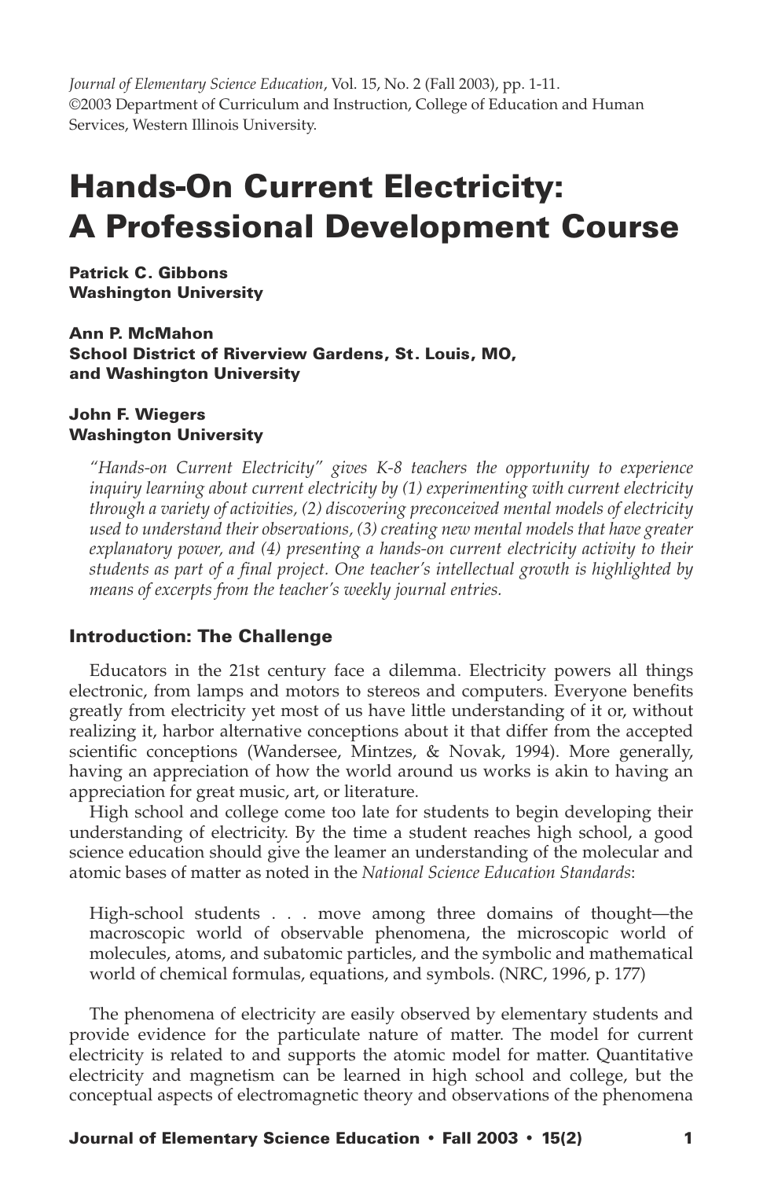*Journal of Elementary Science Education*, Vol. 15, No. 2 (Fall 2003), pp. 1-11.
©2003 Department of Curriculum and Instruction, College of Education and Human Services, Western Illinois University.

# Hands-On Current Electricity: A Professional Development Course

**Patrick C. Gibbons**
**Washington University**

**Ann P. McMahon**
**School District of Riverview Gardens, St. Louis, MO, and Washington University**

**John F. Wiegers**
**Washington University**

*"Hands-on Current Electricity" gives K-8 teachers the opportunity to experience inquiry learning about current electricity by (1) experimenting with current electricity through a variety of activities, (2) discovering preconceived mental models of electricity used to understand their observations, (3) creating new mental models that have greater explanatory power, and (4) presenting a hands-on current electricity activity to their students as part of a final project. One teacher's intellectual growth is highlighted by means of excerpts from the teacher's weekly journal entries.*

## Introduction: The Challenge

Educators in the 21st century face a dilemma. Electricity powers all things electronic, from lamps and motors to stereos and computers. Everyone benefits greatly from electricity yet most of us have little understanding of it or, without realizing it, harbor alternative conceptions about it that differ from the accepted scientific conceptions (Wandersee, Mintzes, & Novak, 1994). More generally, having an appreciation of how the world around us works is akin to having an appreciation for great music, art, or literature.

High school and college come too late for students to begin developing their understanding of electricity. By the time a student reaches high school, a good science education should give the leamer an understanding of the molecular and atomic bases of matter as noted in the *National Science Education Standards*:

> High-school students . . . move among three domains of thought—the macroscopic world of observable phenomena, the microscopic world of molecules, atoms, and subatomic particles, and the symbolic and mathematical world of chemical formulas, equations, and symbols. (NRC, 1996, p. 177)

The phenomena of electricity are easily observed by elementary students and provide evidence for the particulate nature of matter. The model for current electricity is related to and supports the atomic model for matter. Quantitative electricity and magnetism can be learned in high school and college, but the conceptual aspects of electromagnetic theory and observations of the phenomena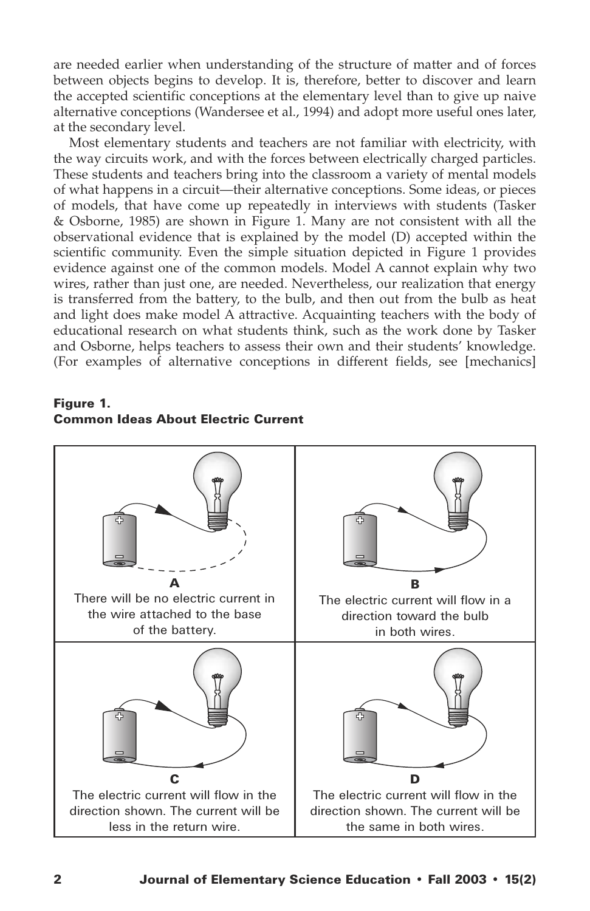are needed earlier when understanding of the structure of matter and of forces between objects begins to develop. It is, therefore, better to discover and learn the accepted scientific conceptions at the elementary level than to give up naive alternative conceptions (Wandersee et al., 1994) and adopt more useful ones later, at the secondary level.

Most elementary students and teachers are not familiar with electricity, with the way circuits work, and with the forces between electrically charged particles. These students and teachers bring into the classroom a variety of mental models of what happens in a circuit—their alternative conceptions. Some ideas, or pieces of models, that have come up repeatedly in interviews with students (Tasker & Osborne, 1985) are shown in Figure 1. Many are not consistent with all the observational evidence that is explained by the model (D) accepted within the scientific community. Even the simple situation depicted in Figure 1 provides evidence against one of the common models. Model A cannot explain why two wires, rather than just one, are needed. Nevertheless, our realization that energy is transferred from the battery, to the bulb, and then out from the bulb as heat and light does make model A attractive. Acquainting teachers with the body of educational research on what students think, such as the work done by Tasker and Osborne, helps teachers to assess their own and their students' knowledge. (For examples of alternative conceptions in different fields, see [mechanics]

**Figure 1.**
**Common Ideas About Electric Current**

**A**
There will be no electric current in the wire attached to the base of the battery.

**B**
The electric current will flow in a direction toward the bulb in both wires.

**C**
The electric current will flow in the direction shown. The current will be less in the return wire.

**D**
The electric current will flow in the direction shown. The current will be the same in both wires.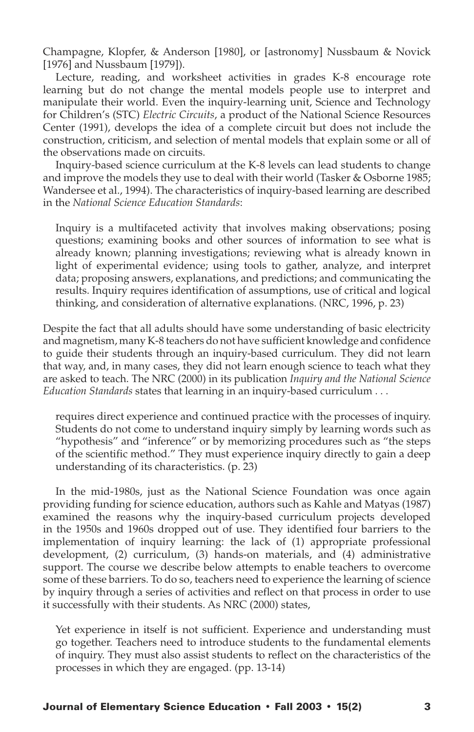Champagne, Klopfer, & Anderson [1980], or [astronomy] Nussbaum & Novick [1976] and Nussbaum [1979]).

Lecture, reading, and worksheet activities in grades K-8 encourage rote learning but do not change the mental models people use to interpret and manipulate their world. Even the inquiry-learning unit, Science and Technology for Children's (STC) *Electric Circuits*, a product of the National Science Resources Center (1991), develops the idea of a complete circuit but does not include the construction, criticism, and selection of mental models that explain some or all of the observations made on circuits.

Inquiry-based science curriculum at the K-8 levels can lead students to change and improve the models they use to deal with their world (Tasker & Osborne 1985; Wandersee et al., 1994). The characteristics of inquiry-based learning are described in the *National Science Education Standards*:

> Inquiry is a multifaceted activity that involves making observations; posing questions; examining books and other sources of information to see what is already known; planning investigations; reviewing what is already known in light of experimental evidence; using tools to gather, analyze, and interpret data; proposing answers, explanations, and predictions; and communicating the results. Inquiry requires identification of assumptions, use of critical and logical thinking, and consideration of alternative explanations. (NRC, 1996, p. 23)

Despite the fact that all adults should have some understanding of basic electricity and magnetism, many K-8 teachers do not have sufficient knowledge and confidence to guide their students through an inquiry-based curriculum. They did not learn that way, and, in many cases, they did not learn enough science to teach what they are asked to teach. The NRC (2000) in its publication *Inquiry and the National Science Education Standards* states that learning in an inquiry-based curriculum . . .

> requires direct experience and continued practice with the processes of inquiry. Students do not come to understand inquiry simply by learning words such as "hypothesis" and "inference" or by memorizing procedures such as "the steps of the scientific method." They must experience inquiry directly to gain a deep understanding of its characteristics. (p. 23)

In the mid-1980s, just as the National Science Foundation was once again providing funding for science education, authors such as Kahle and Matyas (1987) examined the reasons why the inquiry-based curriculum projects developed in the 1950s and 1960s dropped out of use. They identified four barriers to the implementation of inquiry learning: the lack of (1) appropriate professional development, (2) curriculum, (3) hands-on materials, and (4) administrative support. The course we describe below attempts to enable teachers to overcome some of these barriers. To do so, teachers need to experience the learning of science by inquiry through a series of activities and reflect on that process in order to use it successfully with their students. As NRC (2000) states,

> Yet experience in itself is not sufficient. Experience and understanding must go together. Teachers need to introduce students to the fundamental elements of inquiry. They must also assist students to reflect on the characteristics of the processes in which they are engaged. (pp. 13-14)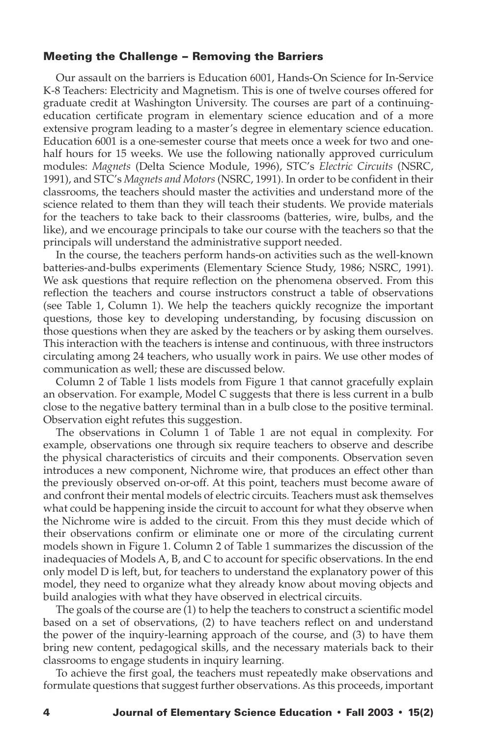### Meeting the Challenge – Removing the Barriers

Our assault on the barriers is Education 6001, Hands-On Science for In-Service K-8 Teachers: Electricity and Magnetism. This is one of twelve courses offered for graduate credit at Washington University. The courses are part of a continuing-education certificate program in elementary science education and of a more extensive program leading to a master's degree in elementary science education. Education 6001 is a one-semester course that meets once a week for two and one-half hours for 15 weeks. We use the following nationally approved curriculum modules: *Magnets* (Delta Science Module, 1996), STC's *Electric Circuits* (NSRC, 1991), and STC's *Magnets and Motors* (NSRC, 1991). In order to be confident in their classrooms, the teachers should master the activities and understand more of the science related to them than they will teach their students. We provide materials for the teachers to take back to their classrooms (batteries, wire, bulbs, and the like), and we encourage principals to take our course with the teachers so that the principals will understand the administrative support needed.

In the course, the teachers perform hands-on activities such as the well-known batteries-and-bulbs experiments (Elementary Science Study, 1986; NSRC, 1991). We ask questions that require reflection on the phenomena observed. From this reflection the teachers and course instructors construct a table of observations (see Table 1, Column 1). We help the teachers quickly recognize the important questions, those key to developing understanding, by focusing discussion on those questions when they are asked by the teachers or by asking them ourselves. This interaction with the teachers is intense and continuous, with three instructors circulating among 24 teachers, who usually work in pairs. We use other modes of communication as well; these are discussed below.

Column 2 of Table 1 lists models from Figure 1 that cannot gracefully explain an observation. For example, Model C suggests that there is less current in a bulb close to the negative battery terminal than in a bulb close to the positive terminal. Observation eight refutes this suggestion.

The observations in Column 1 of Table 1 are not equal in complexity. For example, observations one through six require teachers to observe and describe the physical characteristics of circuits and their components. Observation seven introduces a new component, Nichrome wire, that produces an effect other than the previously observed on-or-off. At this point, teachers must become aware of and confront their mental models of electric circuits. Teachers must ask themselves what could be happening inside the circuit to account for what they observe when the Nichrome wire is added to the circuit. From this they must decide which of their observations confirm or eliminate one or more of the circulating current models shown in Figure 1. Column 2 of Table 1 summarizes the discussion of the inadequacies of Models A, B, and C to account for specific observations. In the end only model D is left, but, for teachers to understand the explanatory power of this model, they need to organize what they already know about moving objects and build analogies with what they have observed in electrical circuits.

The goals of the course are (1) to help the teachers to construct a scientific model based on a set of observations, (2) to have teachers reflect on and understand the power of the inquiry-learning approach of the course, and (3) to have them bring new content, pedagogical skills, and the necessary materials back to their classrooms to engage students in inquiry learning.

To achieve the first goal, the teachers must repeatedly make observations and formulate questions that suggest further observations. As this proceeds, important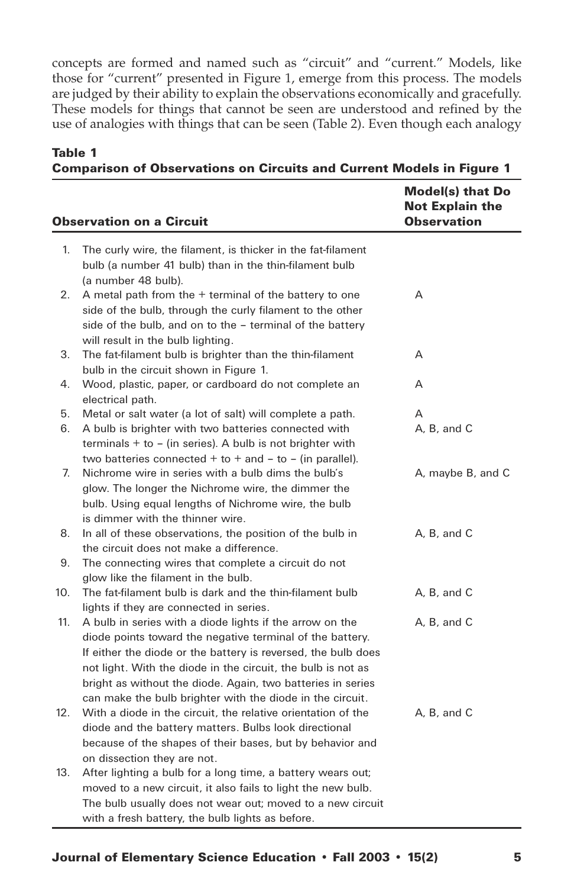concepts are formed and named such as "circuit" and "current." Models, like those for "current" presented in Figure 1, emerge from this process. The models are judged by their ability to explain the observations economically and gracefully. These models for things that cannot be seen are understood and refined by the use of analogies with things that can be seen (Table 2). Even though each analogy

**Table 1**
**Comparison of Observations on Circuits and Current Models in Figure 1**

| | Observation on a Circuit | Model(s) that Do Not Explain the Observation |
|---|---|---|
| 1. | The curly wire, the filament, is thicker in the fat-filament bulb (a number 41 bulb) than in the thin-filament bulb (a number 48 bulb). | |
| 2. | A metal path from the + terminal of the battery to one side of the bulb, through the curly filament to the other side of the bulb, and on to the – terminal of the battery will result in the bulb lighting. | A |
| 3. | The fat-filament bulb is brighter than the thin-filament bulb in the circuit shown in Figure 1. | A |
| 4. | Wood, plastic, paper, or cardboard do not complete an electrical path. | A |
| 5. | Metal or salt water (a lot of salt) will complete a path. | A |
| 6. | A bulb is brighter with two batteries connected with terminals + to – (in series). A bulb is not brighter with two batteries connected + to + and – to – (in parallel). | A, B, and C |
| 7. | Nichrome wire in series with a bulb dims the bulb's glow. The longer the Nichrome wire, the dimmer the bulb. Using equal lengths of Nichrome wire, the bulb is dimmer with the thinner wire. | A, maybe B, and C |
| 8. | In all of these observations, the position of the bulb in the circuit does not make a difference. | A, B, and C |
| 9. | The connecting wires that complete a circuit do not glow like the filament in the bulb. | |
| 10. | The fat-filament bulb is dark and the thin-filament bulb lights if they are connected in series. | A, B, and C |
| 11. | A bulb in series with a diode lights if the arrow on the diode points toward the negative terminal of the battery. If either the diode or the battery is reversed, the bulb does not light. With the diode in the circuit, the bulb is not as bright as without the diode. Again, two batteries in series can make the bulb brighter with the diode in the circuit. | A, B, and C |
| 12. | With a diode in the circuit, the relative orientation of the diode and the battery matters. Bulbs look directional because of the shapes of their bases, but by behavior and on dissection they are not. | A, B, and C |
| 13. | After lighting a bulb for a long time, a battery wears out; moved to a new circuit, it also fails to light the new bulb. The bulb usually does not wear out; moved to a new circuit with a fresh battery, the bulb lights as before. | |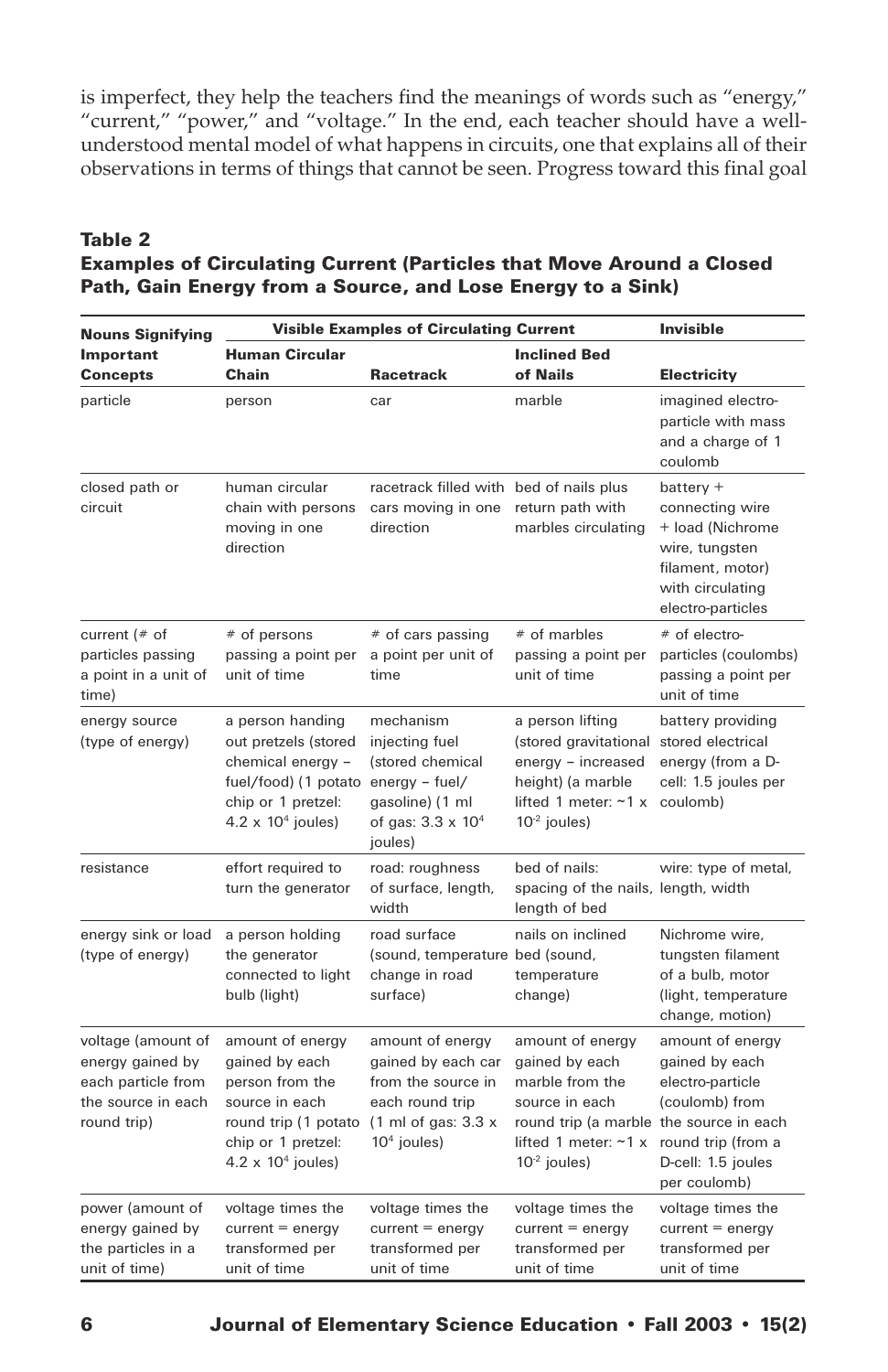is imperfect, they help the teachers find the meanings of words such as "energy," "current," "power," and "voltage." In the end, each teacher should have a well-understood mental model of what happens in circuits, one that explains all of their observations in terms of things that cannot be seen. Progress toward this final goal

**Table 2**
**Examples of Circulating Current (Particles that Move Around a Closed Path, Gain Energy from a Source, and Lose Energy to a Sink)**

| Nouns Signifying Important Concepts | Visible Examples of Circulating Current | | | Invisible |
|---|---|---|---|---|
| | Human Circular Chain | Racetrack | Inclined Bed of Nails | Electricity |
| particle | person | car | marble | imagined electro-particle with mass and a charge of 1 coulomb |
| closed path or circuit | human circular chain with persons moving in one direction | racetrack filled with cars moving in one direction | bed of nails plus return path with marbles circulating | battery + connecting wire + load (Nichrome wire, tungsten filament, motor) with circulating electro-particles |
| current (# of particles passing a point in a unit of time) | # of persons passing a point per unit of time | # of cars passing a point per unit of time | # of marbles passing a point per unit of time | # of electro-particles (coulombs) passing a point per unit of time |
| energy source (type of energy) | a person handing out pretzels (stored chemical energy – fuel/food) (1 potato chip or 1 pretzel: $4.2 \times 10^4$ joules) | mechanism injecting fuel (stored chemical energy – fuel/ gasoline) (1 ml of gas: $3.3 \times 10^4$ joules) | a person lifting (stored gravitational energy – increased height) (a marble lifted 1 meter: $\sim 1 \times 10^{-2}$ joules) | battery providing stored electrical energy (from a D-cell: 1.5 joules per coulomb) |
| resistance | effort required to turn the generator | road: roughness of surface, length, width | bed of nails: spacing of the nails, length of bed | wire: type of metal, length, width |
| energy sink or load (type of energy) | a person holding the generator connected to light bulb (light) | road surface (sound, temperature change in road surface) | nails on inclined bed (sound, temperature change) | Nichrome wire, tungsten filament of a bulb, motor (light, temperature change, motion) |
| voltage (amount of energy gained by each particle from the source in each round trip) | amount of energy gained by each person from the source in each round trip (1 potato chip or 1 pretzel: $4.2 \times 10^4$ joules) | amount of energy gained by each car from the source in each round trip (1 ml of gas: $3.3 \times 10^4$ joules) | amount of energy gained by each marble from the source in each round trip (a marble lifted 1 meter: $\sim 1 \times 10^{-2}$ joules) | amount of energy gained by each electro-particle (coulomb) from the source in each round trip (from a D-cell: 1.5 joules per coulomb) |
| power (amount of energy gained by the particles in a unit of time) | voltage times the current = energy transformed per unit of time | voltage times the current = energy transformed per unit of time | voltage times the current = energy transformed per unit of time | voltage times the current = energy transformed per unit of time |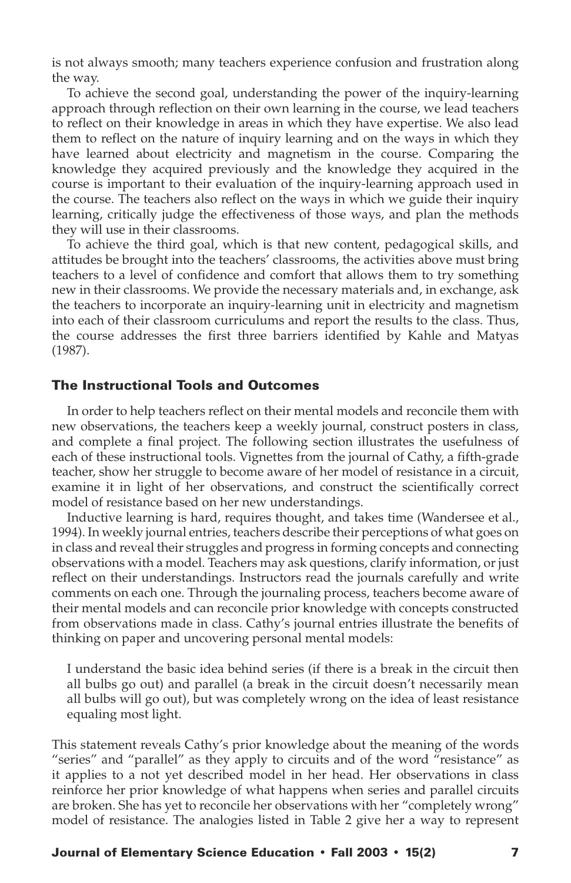is not always smooth; many teachers experience confusion and frustration along the way.

To achieve the second goal, understanding the power of the inquiry-learning approach through reflection on their own learning in the course, we lead teachers to reflect on their knowledge in areas in which they have expertise. We also lead them to reflect on the nature of inquiry learning and on the ways in which they have learned about electricity and magnetism in the course. Comparing the knowledge they acquired previously and the knowledge they acquired in the course is important to their evaluation of the inquiry-learning approach used in the course. The teachers also reflect on the ways in which we guide their inquiry learning, critically judge the effectiveness of those ways, and plan the methods they will use in their classrooms.

To achieve the third goal, which is that new content, pedagogical skills, and attitudes be brought into the teachers' classrooms, the activities above must bring teachers to a level of confidence and comfort that allows them to try something new in their classrooms. We provide the necessary materials and, in exchange, ask the teachers to incorporate an inquiry-learning unit in electricity and magnetism into each of their classroom curriculums and report the results to the class. Thus, the course addresses the first three barriers identified by Kahle and Matyas (1987).

### The Instructional Tools and Outcomes

In order to help teachers reflect on their mental models and reconcile them with new observations, the teachers keep a weekly journal, construct posters in class, and complete a final project. The following section illustrates the usefulness of each of these instructional tools. Vignettes from the journal of Cathy, a fifth-grade teacher, show her struggle to become aware of her model of resistance in a circuit, examine it in light of her observations, and construct the scientifically correct model of resistance based on her new understandings.

Inductive learning is hard, requires thought, and takes time (Wandersee et al., 1994). In weekly journal entries, teachers describe their perceptions of what goes on in class and reveal their struggles and progress in forming concepts and connecting observations with a model. Teachers may ask questions, clarify information, or just reflect on their understandings. Instructors read the journals carefully and write comments on each one. Through the journaling process, teachers become aware of their mental models and can reconcile prior knowledge with concepts constructed from observations made in class. Cathy's journal entries illustrate the benefits of thinking on paper and uncovering personal mental models:

> I understand the basic idea behind series (if there is a break in the circuit then all bulbs go out) and parallel (a break in the circuit doesn't necessarily mean all bulbs will go out), but was completely wrong on the idea of least resistance equaling most light.

This statement reveals Cathy's prior knowledge about the meaning of the words "series" and "parallel" as they apply to circuits and of the word "resistance" as it applies to a not yet described model in her head. Her observations in class reinforce her prior knowledge of what happens when series and parallel circuits are broken. She has yet to reconcile her observations with her "completely wrong" model of resistance. The analogies listed in Table 2 give her a way to represent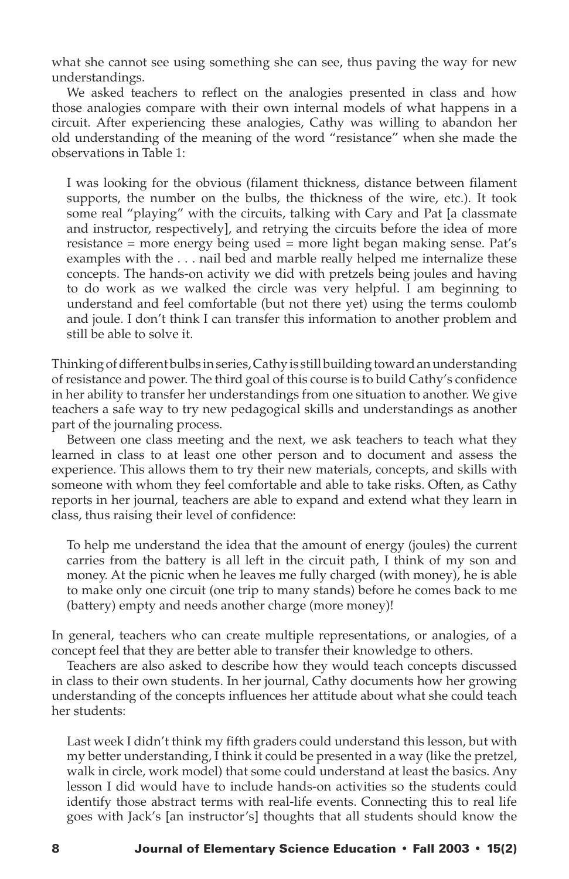what she cannot see using something she can see, thus paving the way for new understandings.

We asked teachers to reflect on the analogies presented in class and how those analogies compare with their own internal models of what happens in a circuit. After experiencing these analogies, Cathy was willing to abandon her old understanding of the meaning of the word "resistance" when she made the observations in Table 1:

> I was looking for the obvious (filament thickness, distance between filament supports, the number on the bulbs, the thickness of the wire, etc.). It took some real "playing" with the circuits, talking with Cary and Pat [a classmate and instructor, respectively], and retrying the circuits before the idea of more resistance = more energy being used = more light began making sense. Pat's examples with the . . . nail bed and marble really helped me internalize these concepts. The hands-on activity we did with pretzels being joules and having to do work as we walked the circle was very helpful. I am beginning to understand and feel comfortable (but not there yet) using the terms coulomb and joule. I don't think I can transfer this information to another problem and still be able to solve it.

Thinking of different bulbs in series, Cathy is still building toward an understanding of resistance and power. The third goal of this course is to build Cathy's confidence in her ability to transfer her understandings from one situation to another. We give teachers a safe way to try new pedagogical skills and understandings as another part of the journaling process.

Between one class meeting and the next, we ask teachers to teach what they learned in class to at least one other person and to document and assess the experience. This allows them to try their new materials, concepts, and skills with someone with whom they feel comfortable and able to take risks. Often, as Cathy reports in her journal, teachers are able to expand and extend what they learn in class, thus raising their level of confidence:

> To help me understand the idea that the amount of energy (joules) the current carries from the battery is all left in the circuit path, I think of my son and money. At the picnic when he leaves me fully charged (with money), he is able to make only one circuit (one trip to many stands) before he comes back to me (battery) empty and needs another charge (more money)!

In general, teachers who can create multiple representations, or analogies, of a concept feel that they are better able to transfer their knowledge to others.

Teachers are also asked to describe how they would teach concepts discussed in class to their own students. In her journal, Cathy documents how her growing understanding of the concepts influences her attitude about what she could teach her students:

> Last week I didn't think my fifth graders could understand this lesson, but with my better understanding, I think it could be presented in a way (like the pretzel, walk in circle, work model) that some could understand at least the basics. Any lesson I did would have to include hands-on activities so the students could identify those abstract terms with real-life events. Connecting this to real life goes with Jack's [an instructor's] thoughts that all students should know the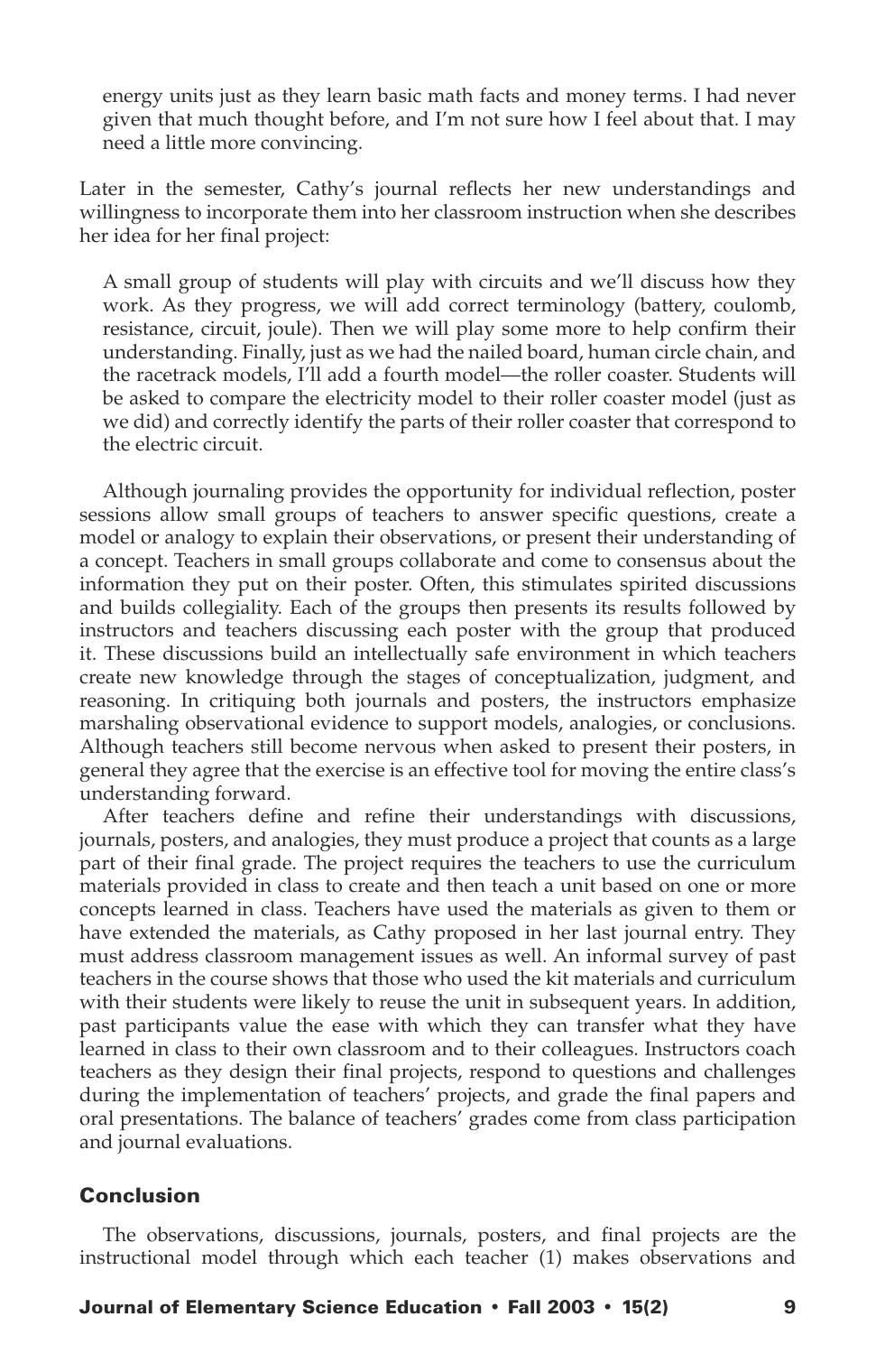energy units just as they learn basic math facts and money terms. I had never given that much thought before, and I'm not sure how I feel about that. I may need a little more convincing.

Later in the semester, Cathy's journal reflects her new understandings and willingness to incorporate them into her classroom instruction when she describes her idea for her final project:

> A small group of students will play with circuits and we'll discuss how they work. As they progress, we will add correct terminology (battery, coulomb, resistance, circuit, joule). Then we will play some more to help confirm their understanding. Finally, just as we had the nailed board, human circle chain, and the racetrack models, I'll add a fourth model—the roller coaster. Students will be asked to compare the electricity model to their roller coaster model (just as we did) and correctly identify the parts of their roller coaster that correspond to the electric circuit.

Although journaling provides the opportunity for individual reflection, poster sessions allow small groups of teachers to answer specific questions, create a model or analogy to explain their observations, or present their understanding of a concept. Teachers in small groups collaborate and come to consensus about the information they put on their poster. Often, this stimulates spirited discussions and builds collegiality. Each of the groups then presents its results followed by instructors and teachers discussing each poster with the group that produced it. These discussions build an intellectually safe environment in which teachers create new knowledge through the stages of conceptualization, judgment, and reasoning. In critiquing both journals and posters, the instructors emphasize marshaling observational evidence to support models, analogies, or conclusions. Although teachers still become nervous when asked to present their posters, in general they agree that the exercise is an effective tool for moving the entire class's understanding forward.

After teachers define and refine their understandings with discussions, journals, posters, and analogies, they must produce a project that counts as a large part of their final grade. The project requires the teachers to use the curriculum materials provided in class to create and then teach a unit based on one or more concepts learned in class. Teachers have used the materials as given to them or have extended the materials, as Cathy proposed in her last journal entry. They must address classroom management issues as well. An informal survey of past teachers in the course shows that those who used the kit materials and curriculum with their students were likely to reuse the unit in subsequent years. In addition, past participants value the ease with which they can transfer what they have learned in class to their own classroom and to their colleagues. Instructors coach teachers as they design their final projects, respond to questions and challenges during the implementation of teachers' projects, and grade the final papers and oral presentations. The balance of teachers' grades come from class participation and journal evaluations.

## Conclusion

The observations, discussions, journals, posters, and final projects are the instructional model through which each teacher (1) makes observations and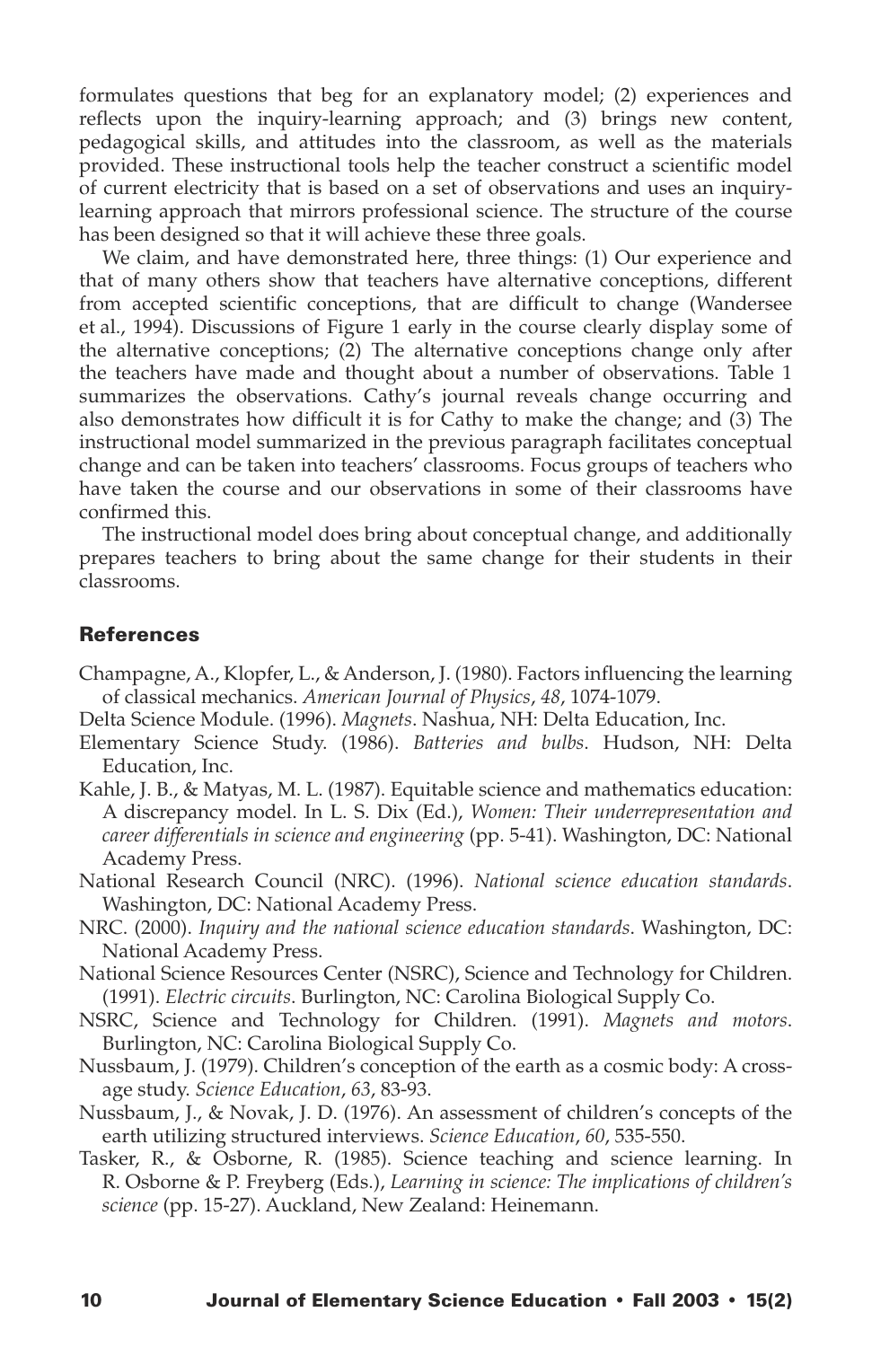formulates questions that beg for an explanatory model; (2) experiences and reflects upon the inquiry-learning approach; and (3) brings new content, pedagogical skills, and attitudes into the classroom, as well as the materials provided. These instructional tools help the teacher construct a scientific model of current electricity that is based on a set of observations and uses an inquiry-learning approach that mirrors professional science. The structure of the course has been designed so that it will achieve these three goals.

We claim, and have demonstrated here, three things: (1) Our experience and that of many others show that teachers have alternative conceptions, different from accepted scientific conceptions, that are difficult to change (Wandersee et al., 1994). Discussions of Figure 1 early in the course clearly display some of the alternative conceptions; (2) The alternative conceptions change only after the teachers have made and thought about a number of observations. Table 1 summarizes the observations. Cathy's journal reveals change occurring and also demonstrates how difficult it is for Cathy to make the change; and (3) The instructional model summarized in the previous paragraph facilitates conceptual change and can be taken into teachers' classrooms. Focus groups of teachers who have taken the course and our observations in some of their classrooms have confirmed this.

The instructional model does bring about conceptual change, and additionally prepares teachers to bring about the same change for their students in their classrooms.

## References

Champagne, A., Klopfer, L., & Anderson, J. (1980). Factors influencing the learning of classical mechanics. *American Journal of Physics*, *48*, 1074-1079.

Delta Science Module. (1996). *Magnets*. Nashua, NH: Delta Education, Inc.

Elementary Science Study. (1986). *Batteries and bulbs*. Hudson, NH: Delta Education, Inc.

Kahle, J. B., & Matyas, M. L. (1987). Equitable science and mathematics education: A discrepancy model. In L. S. Dix (Ed.), *Women: Their underrepresentation and career differentials in science and engineering* (pp. 5-41). Washington, DC: National Academy Press.

National Research Council (NRC). (1996). *National science education standards*. Washington, DC: National Academy Press.

NRC. (2000). *Inquiry and the national science education standards*. Washington, DC: National Academy Press.

National Science Resources Center (NSRC), Science and Technology for Children. (1991). *Electric circuits*. Burlington, NC: Carolina Biological Supply Co.

NSRC, Science and Technology for Children. (1991). *Magnets and motors*. Burlington, NC: Carolina Biological Supply Co.

Nussbaum, J. (1979). Children's conception of the earth as a cosmic body: A cross-age study. *Science Education*, *63*, 83-93.

Nussbaum, J., & Novak, J. D. (1976). An assessment of children's concepts of the earth utilizing structured interviews. *Science Education*, *60*, 535-550.

Tasker, R., & Osborne, R. (1985). Science teaching and science learning. In R. Osborne & P. Freyberg (Eds.), *Learning in science: The implications of children's science* (pp. 15-27). Auckland, New Zealand: Heinemann.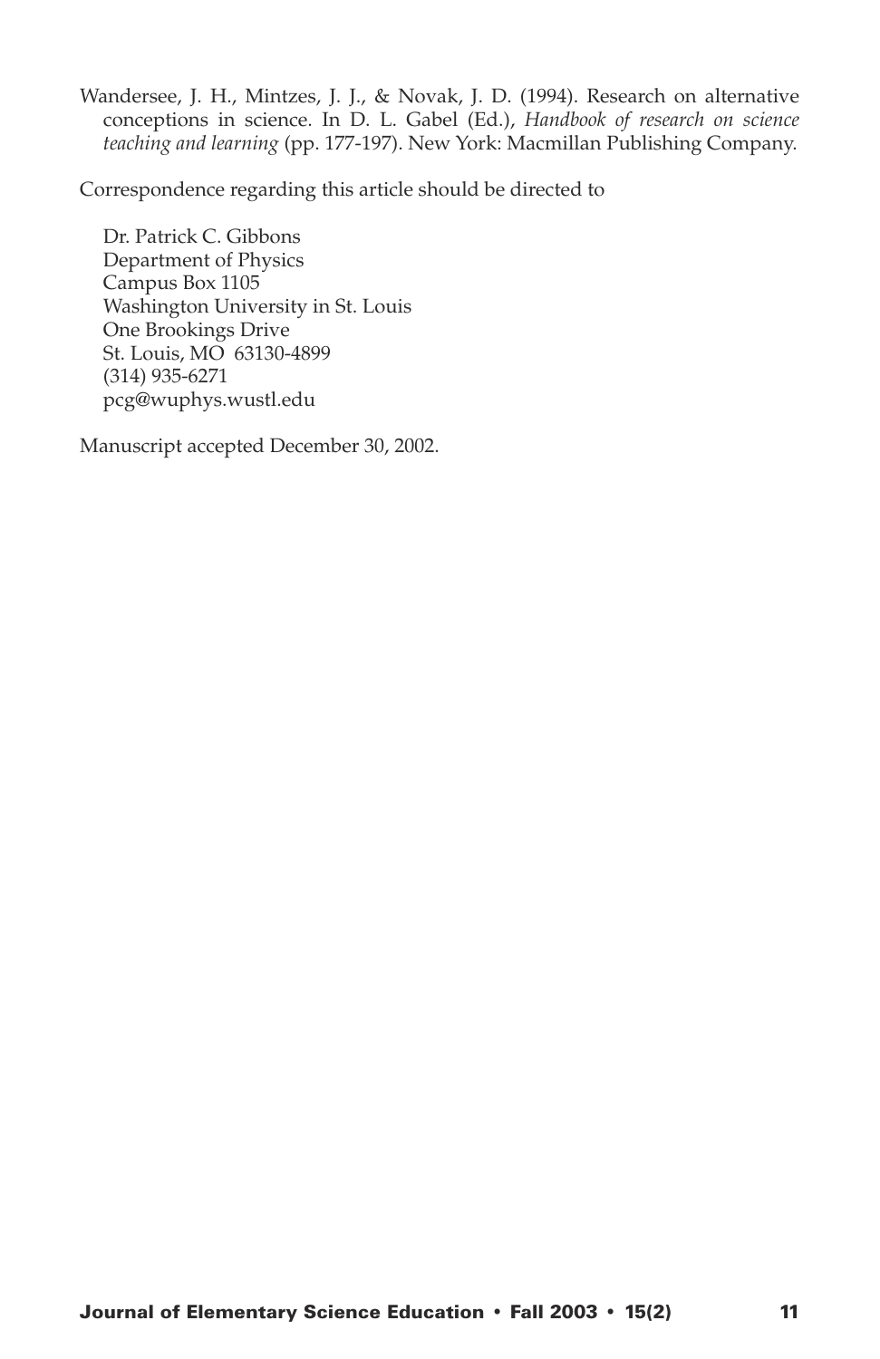Wandersee, J. H., Mintzes, J. J., & Novak, J. D. (1994). Research on alternative conceptions in science. In D. L. Gabel (Ed.), *Handbook of research on science teaching and learning* (pp. 177-197). New York: Macmillan Publishing Company.

Correspondence regarding this article should be directed to

Dr. Patrick C. Gibbons
Department of Physics
Campus Box 1105
Washington University in St. Louis
One Brookings Drive
St. Louis, MO 63130-4899
(314) 935-6271
pcg@wuphys.wustl.edu

Manuscript accepted December 30, 2002.